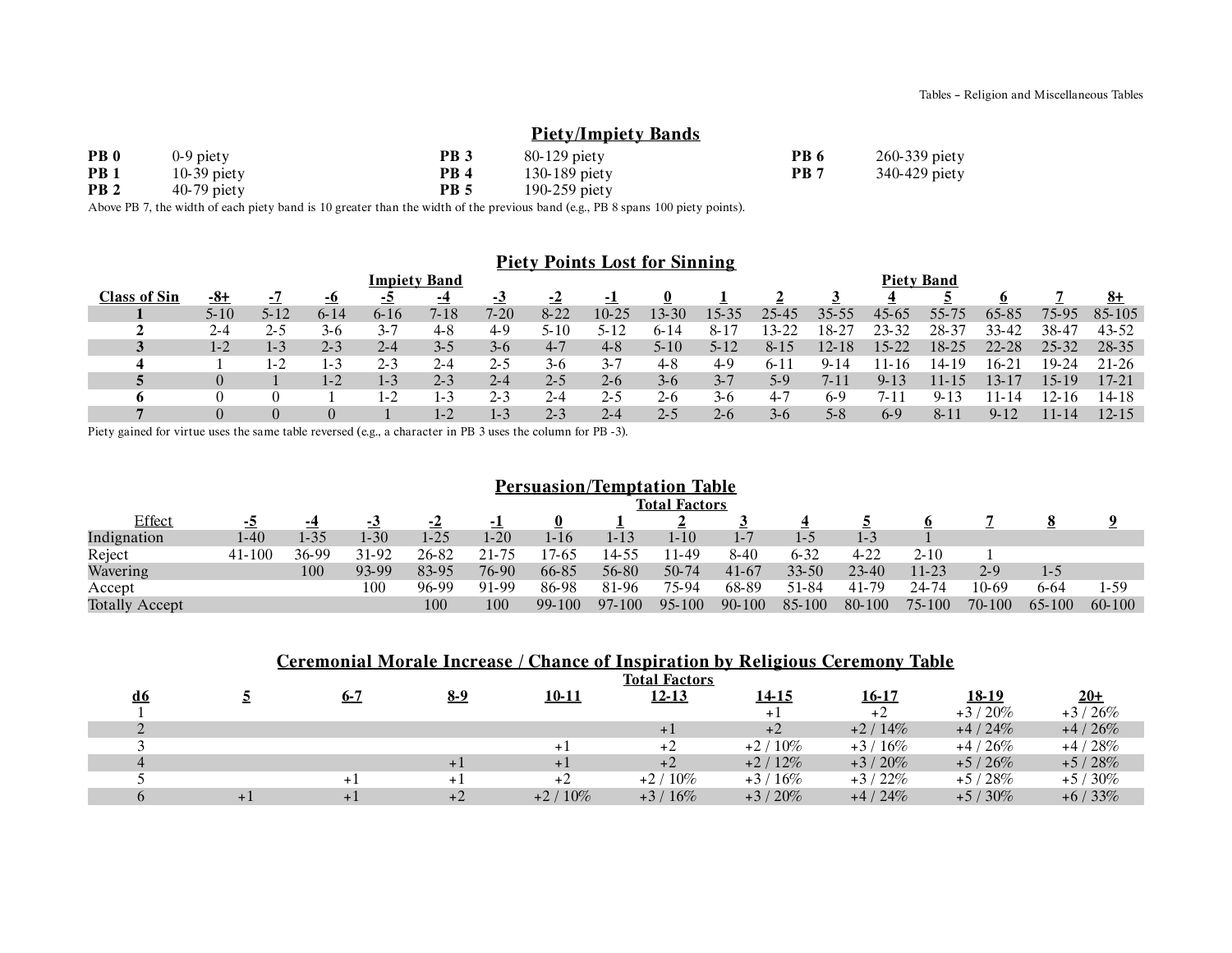## Piety/Impiety Bands

| | | | | | |
|---|---|---|---|---|---|
| **PB 0** | 0-9 piety | **PB 3** | 80-129 piety | **PB 6** | 260-339 piety |
| **PB 1** | 10-39 piety | **PB 4** | 130-189 piety | **PB 7** | 340-429 piety |
| **PB 2** | 40-79 piety | **PB 5** | 190-259 piety | | |

Above PB 7, the width of each piety band is 10 greater than the width of the previous band (e.g., PB 8 spans 100 piety points).

## Piety Points Lost for Sinning

| | Impiety Band | | | | | | | | | | | Piety Band | | | | |
|---|---|---|---|---|---|---|---|---|---|---|---|---|---|---|---|---|
| **Class of Sin** | **-8+** | **-7** | **-6** | **-5** | **-4** | **-3** | **-2** | **-1** | **0** | **1** | **2** | **3** | **4** | **5** | **6** | **7** | **8+** |
| **1** | 5-10 | 5-12 | 6-14 | 6-16 | 7-18 | 7-20 | 8-22 | 10-25 | 13-30 | 15-35 | 25-45 | 35-55 | 45-65 | 55-75 | 65-85 | 75-95 | 85-105 |
| **2** | 2-4 | 2-5 | 3-6 | 3-7 | 4-8 | 4-9 | 5-10 | 5-12 | 6-14 | 8-17 | 13-22 | 18-27 | 23-32 | 28-37 | 33-42 | 38-47 | 43-52 |
| **3** | 1-2 | 1-3 | 2-3 | 2-4 | 3-5 | 3-6 | 4-7 | 4-8 | 5-10 | 5-12 | 8-15 | 12-18 | 15-22 | 18-25 | 22-28 | 25-32 | 28-35 |
| **4** | 1 | 1-2 | 1-3 | 2-3 | 2-4 | 2-5 | 3-6 | 3-7 | 4-8 | 4-9 | 6-11 | 9-14 | 11-16 | 14-19 | 16-21 | 19-24 | 21-26 |
| **5** | 0 | 1 | 1-2 | 1-3 | 2-3 | 2-4 | 2-5 | 2-6 | 3-6 | 3-7 | 5-9 | 7-11 | 9-13 | 11-15 | 13-17 | 15-19 | 17-21 |
| **6** | 0 | 0 | 1 | 1-2 | 1-3 | 2-3 | 2-4 | 2-5 | 2-6 | 3-6 | 4-7 | 6-9 | 7-11 | 9-13 | 11-14 | 12-16 | 14-18 |
| **7** | 0 | 0 | 0 | 1 | 1-2 | 1-3 | 2-3 | 2-4 | 2-5 | 2-6 | 3-6 | 5-8 | 6-9 | 8-11 | 9-12 | 11-14 | 12-15 |

Piety gained for virtue uses the same table reversed (e.g., a character in PB 3 uses the column for PB -3).

## Persuasion/Temptation Table

| | Total Factors | | | | | | | | | | | | | | |
|---|---|---|---|---|---|---|---|---|---|---|---|---|---|---|---|
| Effect | **-5** | **-4** | **-3** | **-2** | **-1** | **0** | **1** | **2** | **3** | **4** | **5** | **6** | **7** | **8** | **9** |
| Indignation | 1-40 | 1-35 | 1-30 | 1-25 | 1-20 | 1-16 | 1-13 | 1-10 | 1-7 | 1-5 | 1-3 | 1 | | | |
| Reject | 41-100 | 36-99 | 31-92 | 26-82 | 21-75 | 17-65 | 14-55 | 11-49 | 8-40 | 6-32 | 4-22 | 2-10 | 1 | | |
| Wavering | | 100 | 93-99 | 83-95 | 76-90 | 66-85 | 56-80 | 50-74 | 41-67 | 33-50 | 23-40 | 11-23 | 2-9 | 1-5 | |
| Accept | | | 100 | 96-99 | 91-99 | 86-98 | 81-96 | 75-94 | 68-89 | 51-84 | 41-79 | 24-74 | 10-69 | 6-64 | 1-59 |
| Totally Accept | | | | 100 | 100 | 99-100 | 97-100 | 95-100 | 90-100 | 85-100 | 80-100 | 75-100 | 70-100 | 65-100 | 60-100 |

## Ceremonial Morale Increase / Chance of Inspiration by Religious Ceremony Table

| | Total Factors | | | | | | | | |
|---|---|---|---|---|---|---|---|---|---|
| **d6** | **5** | **6-7** | **8-9** | **10-11** | **12-13** | **14-15** | **16-17** | **18-19** | **20+** |
| 1 | | | | | | +1 | +2 | +3 / 20% | +3 / 26% |
| 2 | | | | | +1 | +2 | +2 / 14% | +4 / 24% | +4 / 26% |
| 3 | | | | +1 | +2 | +2 / 10% | +3 / 16% | +4 / 26% | +4 / 28% |
| 4 | | | +1 | +1 | +2 | +2 / 12% | +3 / 20% | +5 / 26% | +5 / 28% |
| 5 | | +1 | +1 | +2 | +2 / 10% | +3 / 16% | +3 / 22% | +5 / 28% | +5 / 30% |
| 6 | +1 | +1 | +2 | +2 / 10% | +3 / 16% | +3 / 20% | +4 / 24% | +5 / 30% | +6 / 33% |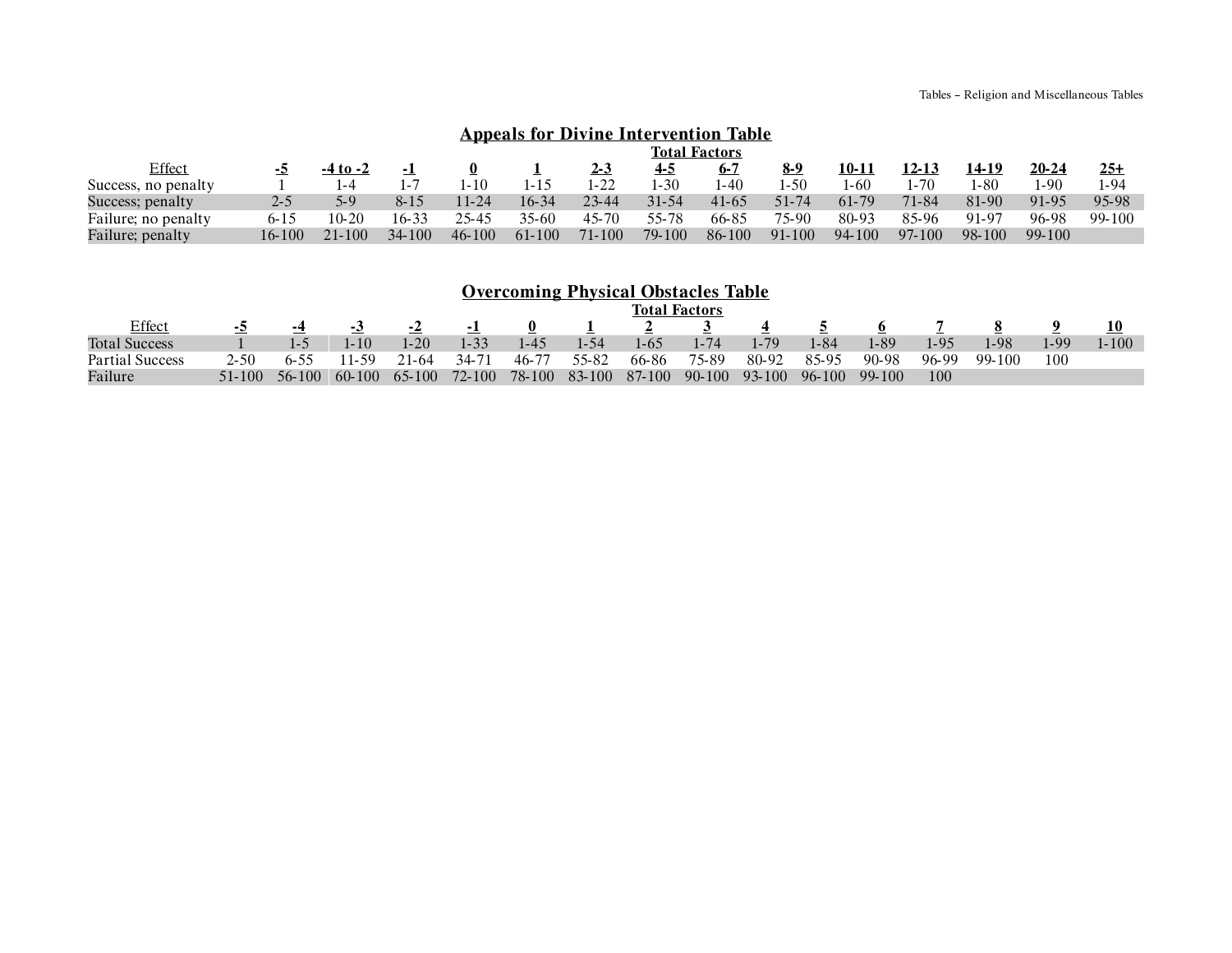## Appeals for Divine Intervention Table

| | Total Factors | | | | | | | | | | | | |
|---|---|---|---|---|---|---|---|---|---|---|---|---|---|
| Effect | -5 | -4 to -2 | -1 | 0 | 1 | 2-3 | 4-5 | 6-7 | 8-9 | 10-11 | 12-13 | 14-19 | 20-24 | 25+ |
| Success, no penalty | 1 | 1-4 | 1-7 | 1-10 | 1-15 | 1-22 | 1-30 | 1-40 | 1-50 | 1-60 | 1-70 | 1-80 | 1-90 | 1-94 |
| Success; penalty | 2-5 | 5-9 | 8-15 | 11-24 | 16-34 | 23-44 | 31-54 | 41-65 | 51-74 | 61-79 | 71-84 | 81-90 | 91-95 | 95-98 |
| Failure; no penalty | 6-15 | 10-20 | 16-33 | 25-45 | 35-60 | 45-70 | 55-78 | 66-85 | 75-90 | 80-93 | 85-96 | 91-97 | 96-98 | 99-100 |
| Failure; penalty | 16-100 | 21-100 | 34-100 | 46-100 | 61-100 | 71-100 | 79-100 | 86-100 | 91-100 | 94-100 | 97-100 | 98-100 | 99-100 | |

## Overcoming Physical Obstacles Table

| | Total Factors | | | | | | | | | | | | | | | |
|---|---|---|---|---|---|---|---|---|---|---|---|---|---|---|---|---|
| Effect | -5 | -4 | -3 | -2 | -1 | 0 | 1 | 2 | 3 | 4 | 5 | 6 | 7 | 8 | 9 | 10 |
| Total Success | 1 | 1-5 | 1-10 | 1-20 | 1-33 | 1-45 | 1-54 | 1-65 | 1-74 | 1-79 | 1-84 | 1-89 | 1-95 | 1-98 | 1-99 | 1-100 |
| Partial Success | 2-50 | 6-55 | 11-59 | 21-64 | 34-71 | 46-77 | 55-82 | 66-86 | 75-89 | 80-92 | 85-95 | 90-98 | 96-99 | 99-100 | 100 | |
| Failure | 51-100 | 56-100 | 60-100 | 65-100 | 72-100 | 78-100 | 83-100 | 87-100 | 90-100 | 93-100 | 96-100 | 99-100 | 100 | | | |